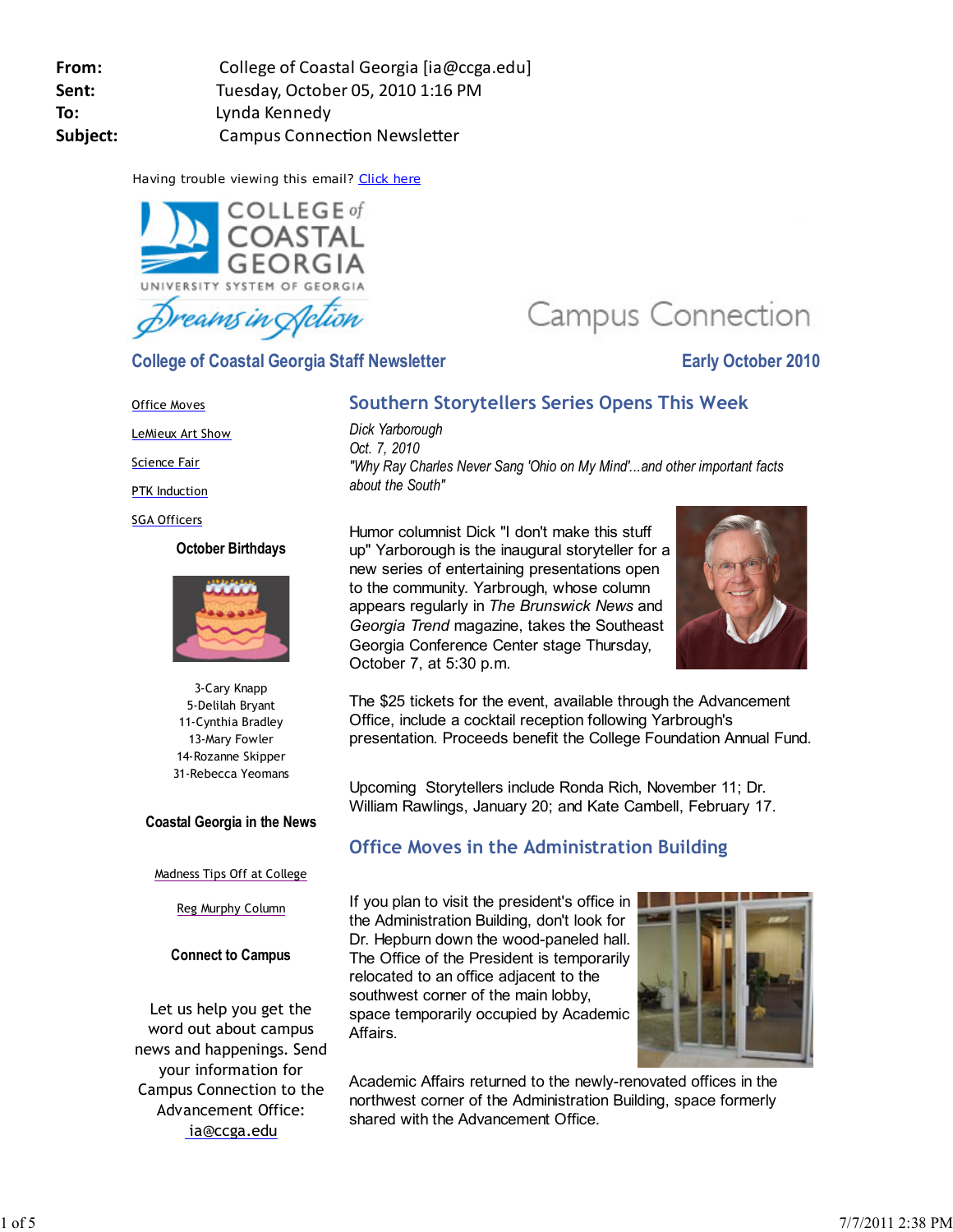**From:** College of Coastal Georgia [ia@ccga.edu]
**Sent:** Tuesday, October 05, 2010 1:16 PM
**To:** Lynda Kennedy
**Subject:** Campus Connection Newsletter

Having trouble viewing this email? Click here

COLLEGE of COASTAL GEORGIA
UNIVERSITY SYSTEM OF GEORGIA
Dreams in Action

Campus Connection

## College of Coastal Georgia Staff Newsletter

**Early October 2010**

## Southern Storytellers Series Opens This Week

*Dick Yarborough*
*Oct. 7, 2010*
*"Why Ray Charles Never Sang 'Ohio on My Mind'...and other important facts about the South"*

Humor columnist Dick "I don't make this stuff up" Yarborough is the inaugural storyteller for a new series of entertaining presentations open to the community. Yarbrough, whose column appears regularly in *The Brunswick News* and *Georgia Trend* magazine, takes the Southeast Georgia Conference Center stage Thursday, October 7, at 5:30 p.m.

The $25 tickets for the event, available through the Advancement Office, include a cocktail reception following Yarbrough's presentation. Proceeds benefit the College Foundation Annual Fund.

Upcoming Storytellers include Ronda Rich, November 11; Dr. William Rawlings, January 20; and Kate Cambell, February 17.

## Office Moves in the Administration Building

If you plan to visit the president's office in the Administration Building, don't look for Dr. Hepburn down the wood-paneled hall. The Office of the President is temporarily relocated to an office adjacent to the southwest corner of the main lobby, space temporarily occupied by Academic Affairs.

Academic Affairs returned to the newly-renovated offices in the northwest corner of the Administration Building, space formerly shared with the Advancement Office.

---

- Office Moves
- LeMieux Art Show
- Science Fair
- PTK Induction
- SGA Officers

### October Birthdays

3-Cary Knapp
5-Delilah Bryant
11-Cynthia Bradley
13-Mary Fowler
14-Rozanne Skipper
31-Rebecca Yeomans

### Coastal Georgia in the News

Madness Tips Off at College

Reg Murphy Column

### Connect to Campus

Let us help you get the word out about campus news and happenings. Send your information for Campus Connection to the Advancement Office: ia@ccga.edu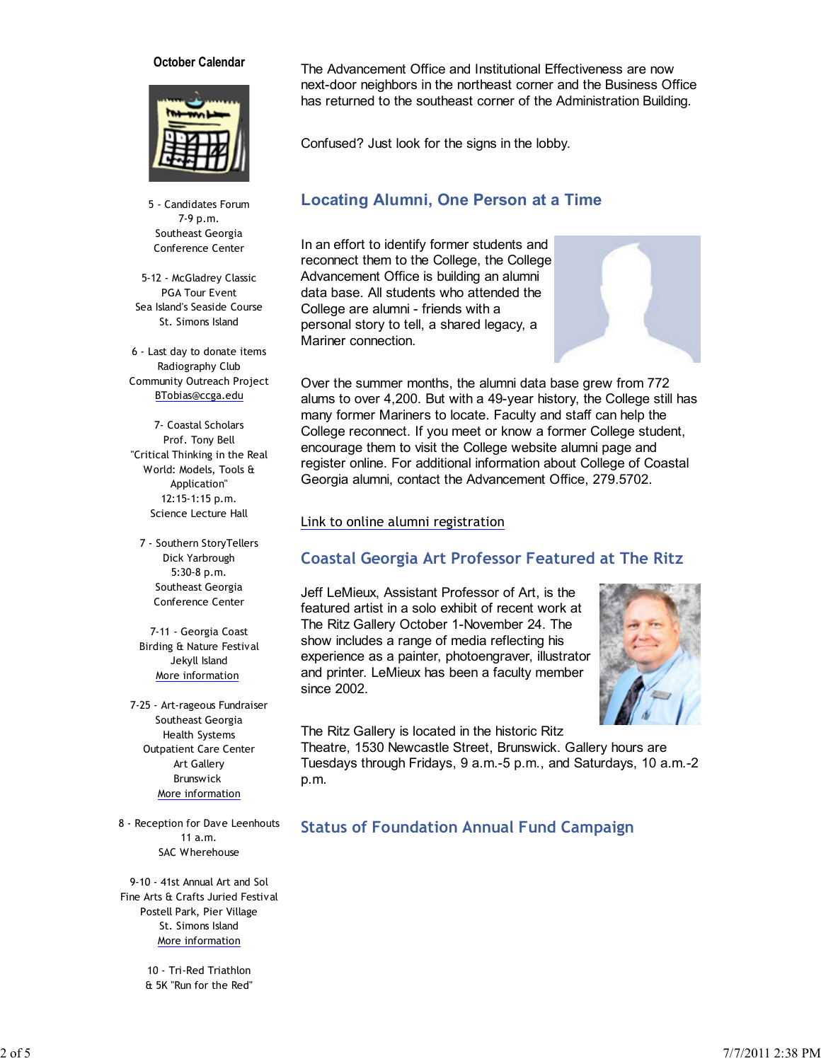### October Calendar

5 - Candidates Forum
7-9 p.m.
Southeast Georgia
Conference Center

5-12 - McGladrey Classic
PGA Tour Event
Sea Island's Seaside Course
St. Simons Island

6 - Last day to donate items
Radiography Club
Community Outreach Project
BTobias@ccga.edu

7- Coastal Scholars
Prof. Tony Bell
"Critical Thinking in the Real World: Models, Tools & Application"
12:15-1:15 p.m.
Science Lecture Hall

7 - Southern StoryTellers
Dick Yarbrough
5:30-8 p.m.
Southeast Georgia
Conference Center

7-11 - Georgia Coast
Birding & Nature Festival
Jekyll Island
More information

7-25 - Art-rageous Fundraiser
Southeast Georgia
Health Systems
Outpatient Care Center
Art Gallery
Brunswick
More information

8 - Reception for Dave Leenhouts
11 a.m.
SAC Wherehouse

9-10 - 41st Annual Art and Sol
Fine Arts & Crafts Juried Festival
Postell Park, Pier Village
St. Simons Island
More information

10 - Tri-Red Triathlon
& 5K "Run for the Red"

The Advancement Office and Institutional Effectiveness are now next-door neighbors in the northeast corner and the Business Office has returned to the southeast corner of the Administration Building.

Confused? Just look for the signs in the lobby.

## Locating Alumni, One Person at a Time

In an effort to identify former students and reconnect them to the College, the College Advancement Office is building an alumni data base. All students who attended the College are alumni - friends with a personal story to tell, a shared legacy, a Mariner connection.

Over the summer months, the alumni data base grew from 772 alums to over 4,200. But with a 49-year history, the College still has many former Mariners to locate. Faculty and staff can help the College reconnect. If you meet or know a former College student, encourage them to visit the College website alumni page and register online. For additional information about College of Coastal Georgia alumni, contact the Advancement Office, 279.5702.

Link to online alumni registration

## Coastal Georgia Art Professor Featured at The Ritz

Jeff LeMieux, Assistant Professor of Art, is the featured artist in a solo exhibit of recent work at The Ritz Gallery October 1-November 24. The show includes a range of media reflecting his experience as a painter, photoengraver, illustrator and printer. LeMieux has been a faculty member since 2002.

The Ritz Gallery is located in the historic Ritz Theatre, 1530 Newcastle Street, Brunswick. Gallery hours are Tuesdays through Fridays, 9 a.m.-5 p.m., and Saturdays, 10 a.m.-2 p.m.

## Status of Foundation Annual Fund Campaign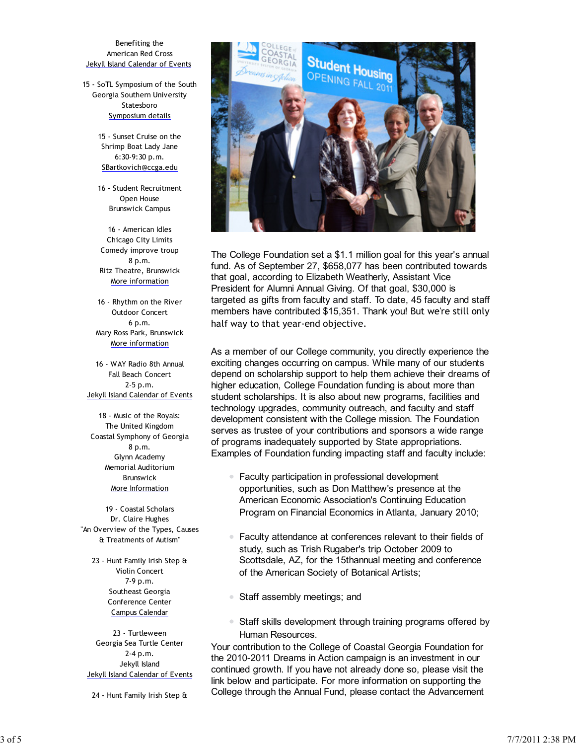Benefiting the
American Red Cross
Jekyll Island Calendar of Events

15 - SoTL Symposium of the South
Georgia Southern University
Statesboro
Symposium details

15 - Sunset Cruise on the
Shrimp Boat Lady Jane
6:30-9:30 p.m.
SBartkovich@ccga.edu

16 - Student Recruitment
Open House
Brunswick Campus

16 - American Idles
Chicago City Limits
Comedy improve troup
8 p.m.
Ritz Theatre, Brunswick
More information

16 - Rhythm on the River
Outdoor Concert
6 p.m.
Mary Ross Park, Brunswick
More information

16 - WAY Radio 8th Annual
Fall Beach Concert
2-5 p.m.
Jekyll Island Calendar of Events

18 - Music of the Royals:
The United Kingdom
Coastal Symphony of Georgia
8 p.m.
Glynn Academy
Memorial Auditorium
Brunswick
More Information

19 - Coastal Scholars
Dr. Claire Hughes
"An Overview of the Types, Causes
& Treatments of Autism"

23 - Hunt Family Irish Step &
Violin Concert
7-9 p.m.
Southeast Georgia
Conference Center
Campus Calendar

23 - Turtleween
Georgia Sea Turtle Center
2-4 p.m.
Jekyll Island
Jekyll Island Calendar of Events

24 - Hunt Family Irish Step &

The College Foundation set a $1.1 million goal for this year's annual fund. As of September 27, $658,077 has been contributed towards that goal, according to Elizabeth Weatherly, Assistant Vice President for Alumni Annual Giving. Of that goal, $30,000 is targeted as gifts from faculty and staff. To date, 45 faculty and staff members have contributed $15,351. Thank you! But we're still only half way to that year-end objective.

As a member of our College community, you directly experience the exciting changes occurring on campus. While many of our students depend on scholarship support to help them achieve their dreams of higher education, College Foundation funding is about more than student scholarships. It is also about new programs, facilities and technology upgrades, community outreach, and faculty and staff development consistent with the College mission. The Foundation serves as trustee of your contributions and sponsors a wide range of programs inadequately supported by State appropriations. Examples of Foundation funding impacting staff and faculty include:

- Faculty participation in professional development opportunities, such as Don Matthew's presence at the American Economic Association's Continuing Education Program on Financial Economics in Atlanta, January 2010;
- Faculty attendance at conferences relevant to their fields of study, such as Trish Rugaber's trip October 2009 to Scottsdale, AZ, for the 15thannual meeting and conference of the American Society of Botanical Artists;
- Staff assembly meetings; and
- Staff skills development through training programs offered by Human Resources.

Your contribution to the College of Coastal Georgia Foundation for the 2010-2011 Dreams in Action campaign is an investment in our continued growth. If you have not already done so, please visit the link below and participate. For more information on supporting the College through the Annual Fund, please contact the Advancement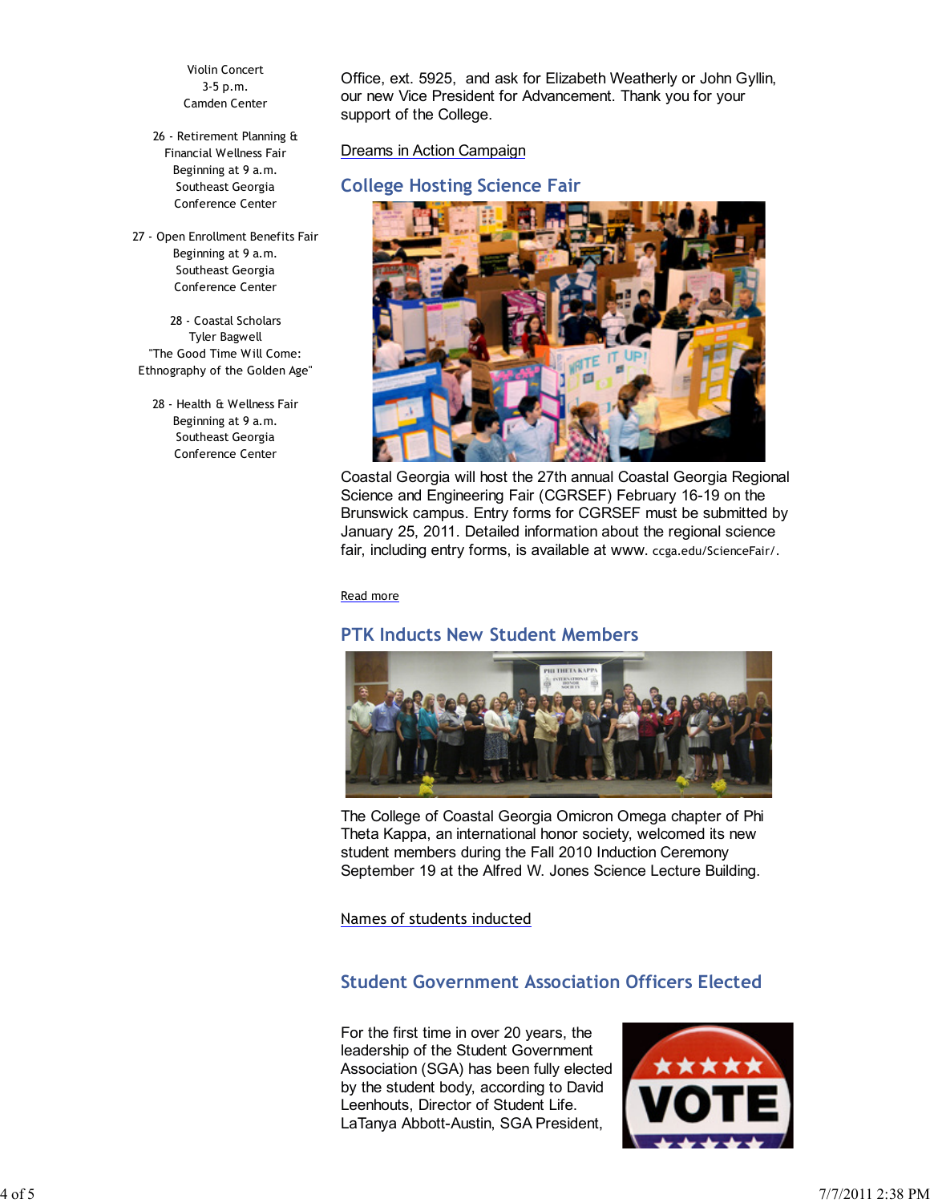Violin Concert
3-5 p.m.
Camden Center

26 - Retirement Planning & Financial Wellness Fair
Beginning at 9 a.m.
Southeast Georgia Conference Center

27 - Open Enrollment Benefits Fair
Beginning at 9 a.m.
Southeast Georgia Conference Center

28 - Coastal Scholars
Tyler Bagwell
"The Good Time Will Come: Ethnography of the Golden Age"

28 - Health & Wellness Fair
Beginning at 9 a.m.
Southeast Georgia Conference Center

Office, ext. 5925, and ask for Elizabeth Weatherly or John Gyllin, our new Vice President for Advancement. Thank you for your support of the College.

Dreams in Action Campaign

## College Hosting Science Fair

Coastal Georgia will host the 27th annual Coastal Georgia Regional Science and Engineering Fair (CGRSEF) February 16-19 on the Brunswick campus. Entry forms for CGRSEF must be submitted by January 25, 2011. Detailed information about the regional science fair, including entry forms, is available at www. ccga.edu/ScienceFair/.

Read more

## PTK Inducts New Student Members

The College of Coastal Georgia Omicron Omega chapter of Phi Theta Kappa, an international honor society, welcomed its new student members during the Fall 2010 Induction Ceremony September 19 at the Alfred W. Jones Science Lecture Building.

Names of students inducted

## Student Government Association Officers Elected

For the first time in over 20 years, the leadership of the Student Government Association (SGA) has been fully elected by the student body, according to David Leenhouts, Director of Student Life. LaTanya Abbott-Austin, SGA President,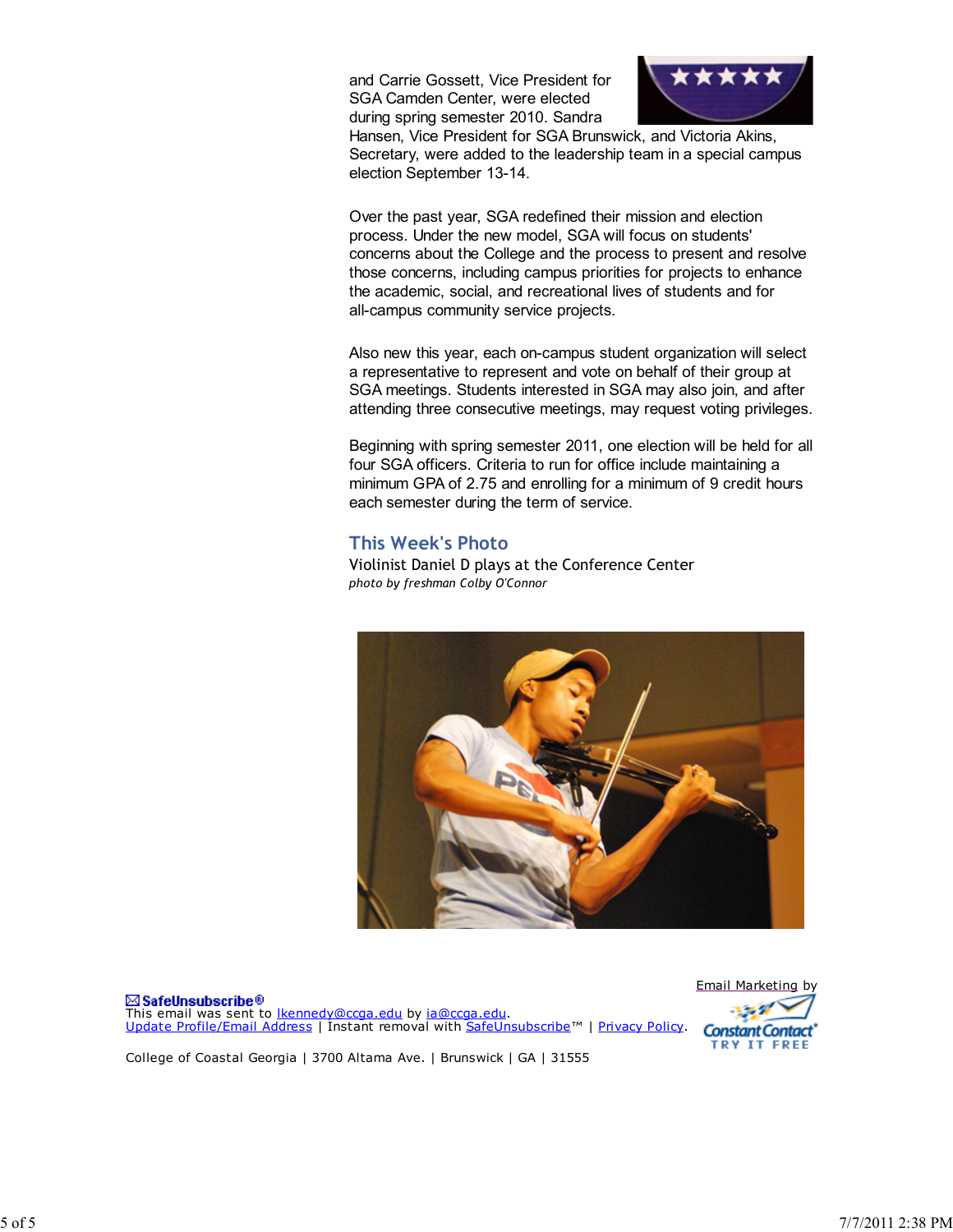and Carrie Gossett, Vice President for SGA Camden Center, were elected during spring semester 2010. Sandra Hansen, Vice President for SGA Brunswick, and Victoria Akins, Secretary, were added to the leadership team in a special campus election September 13-14.

Over the past year, SGA redefined their mission and election process. Under the new model, SGA will focus on students' concerns about the College and the process to present and resolve those concerns, including campus priorities for projects to enhance the academic, social, and recreational lives of students and for all-campus community service projects.

Also new this year, each on-campus student organization will select a representative to represent and vote on behalf of their group at SGA meetings. Students interested in SGA may also join, and after attending three consecutive meetings, may request voting privileges.

Beginning with spring semester 2011, one election will be held for all four SGA officers. Criteria to run for office include maintaining a minimum GPA of 2.75 and enrolling for a minimum of 9 credit hours each semester during the term of service.

## This Week's Photo

Violinist Daniel D plays at the Conference Center

*photo by freshman Colby O'Connor*

SafeUnsubscribe®

This email was sent to lkennedy@ccga.edu by ia@ccga.edu.

Update Profile/Email Address | Instant removal with SafeUnsubscribe™ | Privacy Policy.

Email Marketing by Constant Contact TRY IT FREE

College of Coastal Georgia | 3700 Altama Ave. | Brunswick | GA | 31555